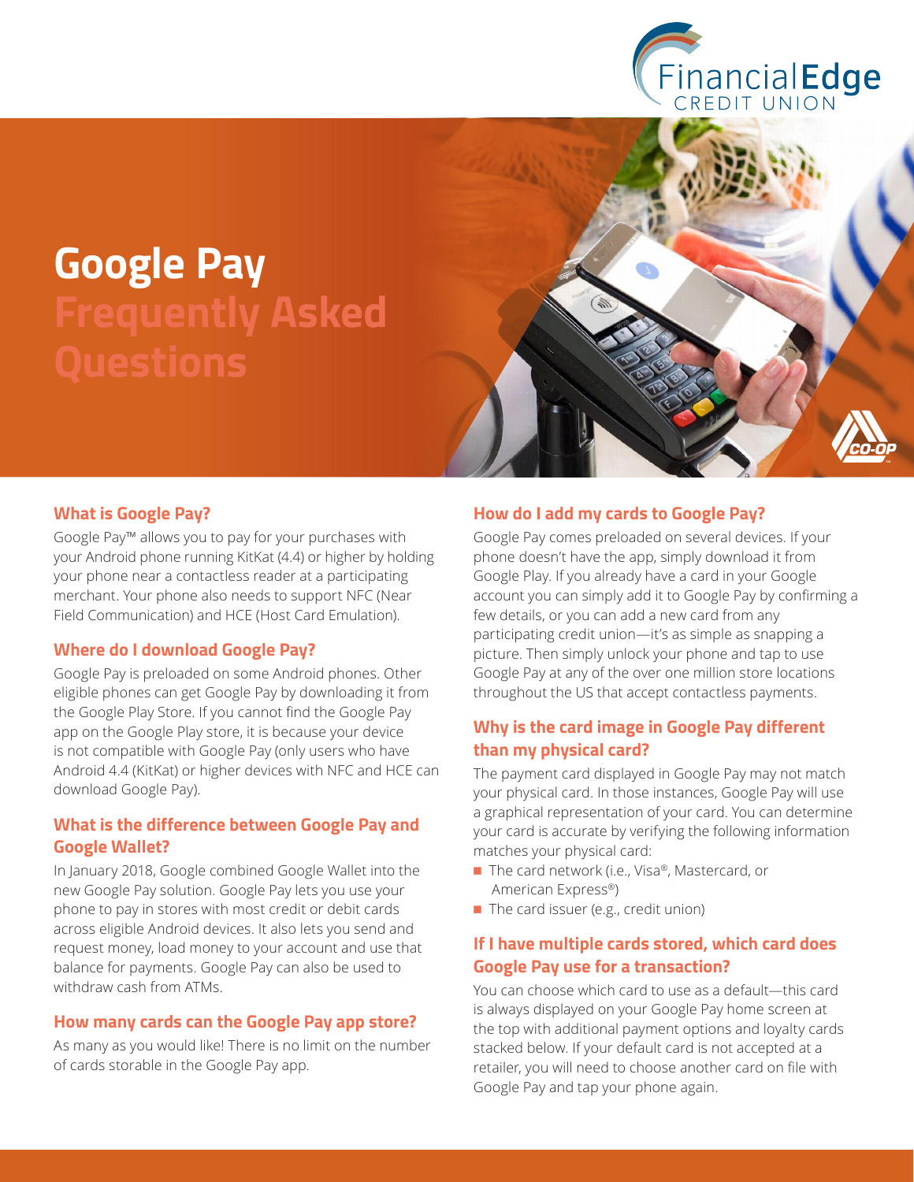# Google Pay Frequently Asked Questions

## What is Google Pay?

Google Pay™ allows you to pay for your purchases with your Android phone running KitKat (4.4) or higher by holding your phone near a contactless reader at a participating merchant. Your phone also needs to support NFC (Near Field Communication) and HCE (Host Card Emulation).

## Where do I download Google Pay?

Google Pay is preloaded on some Android phones. Other eligible phones can get Google Pay by downloading it from the Google Play Store. If you cannot find the Google Pay app on the Google Play store, it is because your device is not compatible with Google Pay (only users who have Android 4.4 (KitKat) or higher devices with NFC and HCE can download Google Pay).

## What is the difference between Google Pay and Google Wallet?

In January 2018, Google combined Google Wallet into the new Google Pay solution. Google Pay lets you use your phone to pay in stores with most credit or debit cards across eligible Android devices. It also lets you send and request money, load money to your account and use that balance for payments. Google Pay can also be used to withdraw cash from ATMs.

## How many cards can the Google Pay app store?

As many as you would like! There is no limit on the number of cards storable in the Google Pay app.

## How do I add my cards to Google Pay?

Google Pay comes preloaded on several devices. If your phone doesn't have the app, simply download it from Google Play. If you already have a card in your Google account you can simply add it to Google Pay by confirming a few details, or you can add a new card from any participating credit union—it's as simple as snapping a picture. Then simply unlock your phone and tap to use Google Pay at any of the over one million store locations throughout the US that accept contactless payments.

## Why is the card image in Google Pay different than my physical card?

The payment card displayed in Google Pay may not match your physical card. In those instances, Google Pay will use a graphical representation of your card. You can determine your card is accurate by verifying the following information matches your physical card:

- The card network (i.e., Visa®, Mastercard, or American Express®)
- The card issuer (e.g., credit union)

## If I have multiple cards stored, which card does Google Pay use for a transaction?

You can choose which card to use as a default—this card is always displayed on your Google Pay home screen at the top with additional payment options and loyalty cards stacked below. If your default card is not accepted at a retailer, you will need to choose another card on file with Google Pay and tap your phone again.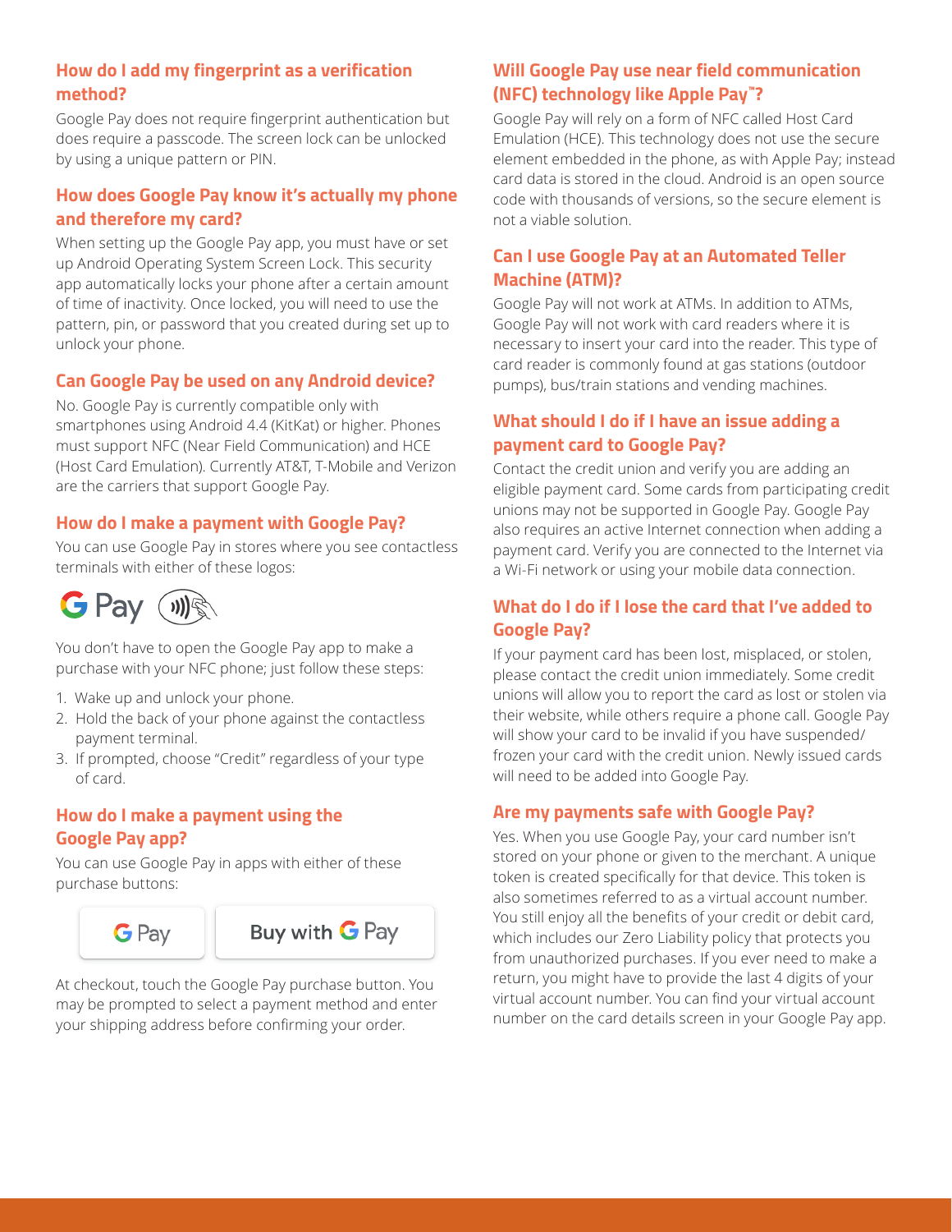### How do I add my fingerprint as a verification method?

Google Pay does not require fingerprint authentication but does require a passcode. The screen lock can be unlocked by using a unique pattern or PIN.

### How does Google Pay know it's actually my phone and therefore my card?

When setting up the Google Pay app, you must have or set up Android Operating System Screen Lock. This security app automatically locks your phone after a certain amount of time of inactivity. Once locked, you will need to use the pattern, pin, or password that you created during set up to unlock your phone.

### Can Google Pay be used on any Android device?

No. Google Pay is currently compatible only with smartphones using Android 4.4 (KitKat) or higher. Phones must support NFC (Near Field Communication) and HCE (Host Card Emulation). Currently AT&T, T-Mobile and Verizon are the carriers that support Google Pay.

### How do I make a payment with Google Pay?

You can use Google Pay in stores where you see contactless terminals with either of these logos:

G Pay

You don't have to open the Google Pay app to make a purchase with your NFC phone; just follow these steps:

1. Wake up and unlock your phone.
2. Hold the back of your phone against the contactless payment terminal.
3. If prompted, choose "Credit" regardless of your type of card.

### How do I make a payment using the Google Pay app?

You can use Google Pay in apps with either of these purchase buttons:

G Pay | Buy with G Pay

At checkout, touch the Google Pay purchase button. You may be prompted to select a payment method and enter your shipping address before confirming your order.

### Will Google Pay use near field communication (NFC) technology like Apple Pay™?

Google Pay will rely on a form of NFC called Host Card Emulation (HCE). This technology does not use the secure element embedded in the phone, as with Apple Pay; instead card data is stored in the cloud. Android is an open source code with thousands of versions, so the secure element is not a viable solution.

### Can I use Google Pay at an Automated Teller Machine (ATM)?

Google Pay will not work at ATMs. In addition to ATMs, Google Pay will not work with card readers where it is necessary to insert your card into the reader. This type of card reader is commonly found at gas stations (outdoor pumps), bus/train stations and vending machines.

### What should I do if I have an issue adding a payment card to Google Pay?

Contact the credit union and verify you are adding an eligible payment card. Some cards from participating credit unions may not be supported in Google Pay. Google Pay also requires an active Internet connection when adding a payment card. Verify you are connected to the Internet via a Wi-Fi network or using your mobile data connection.

### What do I do if I lose the card that I've added to Google Pay?

If your payment card has been lost, misplaced, or stolen, please contact the credit union immediately. Some credit unions will allow you to report the card as lost or stolen via their website, while others require a phone call. Google Pay will show your card to be invalid if you have suspended/frozen your card with the credit union. Newly issued cards will need to be added into Google Pay.

### Are my payments safe with Google Pay?

Yes. When you use Google Pay, your card number isn't stored on your phone or given to the merchant. A unique token is created specifically for that device. This token is also sometimes referred to as a virtual account number. You still enjoy all the benefits of your credit or debit card, which includes our Zero Liability policy that protects you from unauthorized purchases. If you ever need to make a return, you might have to provide the last 4 digits of your virtual account number. You can find your virtual account number on the card details screen in your Google Pay app.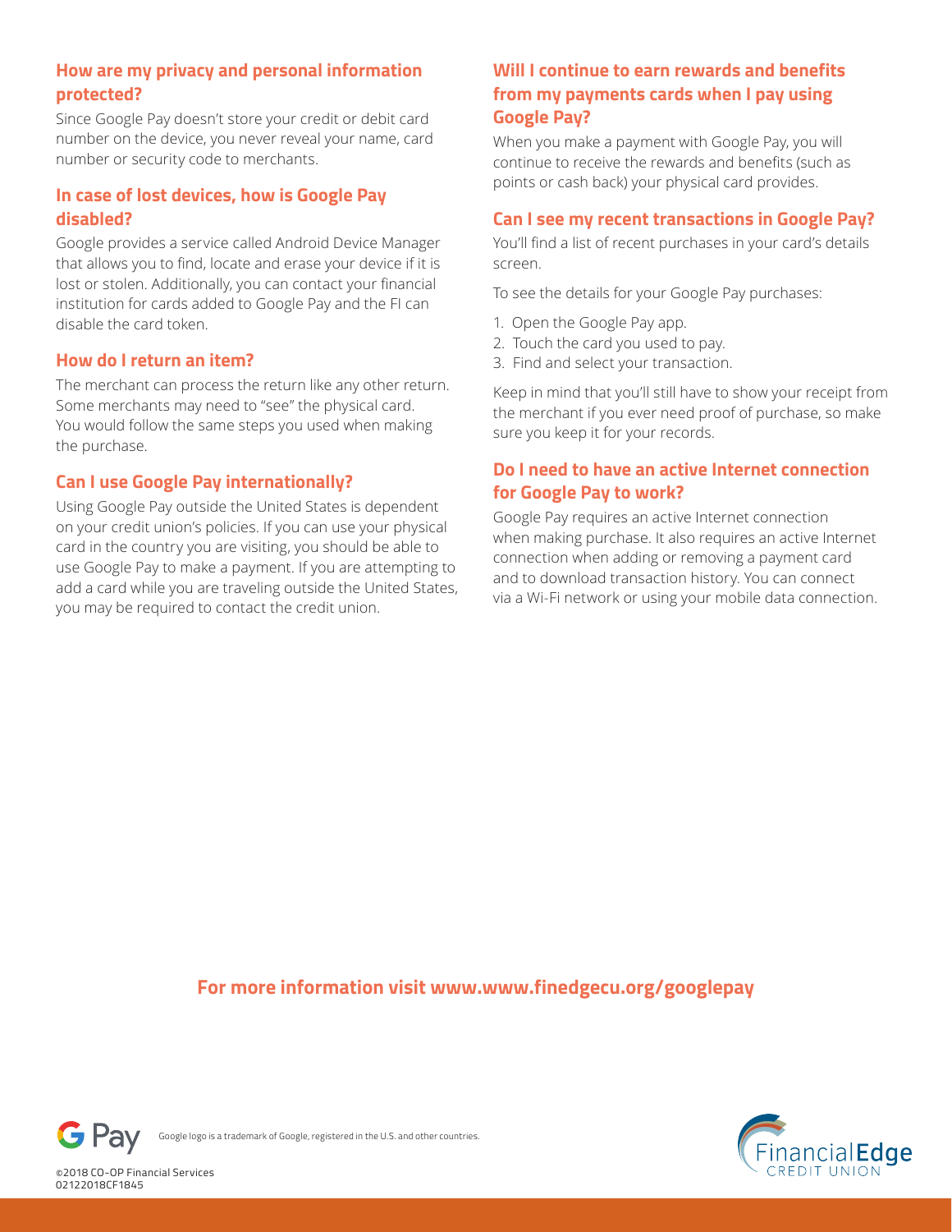## How are my privacy and personal information protected?

Since Google Pay doesn't store your credit or debit card number on the device, you never reveal your name, card number or security code to merchants.

## In case of lost devices, how is Google Pay disabled?

Google provides a service called Android Device Manager that allows you to find, locate and erase your device if it is lost or stolen. Additionally, you can contact your financial institution for cards added to Google Pay and the FI can disable the card token.

## How do I return an item?

The merchant can process the return like any other return. Some merchants may need to "see" the physical card. You would follow the same steps you used when making the purchase.

## Can I use Google Pay internationally?

Using Google Pay outside the United States is dependent on your credit union's policies. If you can use your physical card in the country you are visiting, you should be able to use Google Pay to make a payment. If you are attempting to add a card while you are traveling outside the United States, you may be required to contact the credit union.

## Will I continue to earn rewards and benefits from my payments cards when I pay using Google Pay?

When you make a payment with Google Pay, you will continue to receive the rewards and benefits (such as points or cash back) your physical card provides.

## Can I see my recent transactions in Google Pay?

You'll find a list of recent purchases in your card's details screen.

To see the details for your Google Pay purchases:

1. Open the Google Pay app.
2. Touch the card you used to pay.
3. Find and select your transaction.

Keep in mind that you'll still have to show your receipt from the merchant if you ever need proof of purchase, so make sure you keep it for your records.

## Do I need to have an active Internet connection for Google Pay to work?

Google Pay requires an active Internet connection when making purchase. It also requires an active Internet connection when adding or removing a payment card and to download transaction history. You can connect via a Wi-Fi network or using your mobile data connection.

**For more information visit www.www.finedgecu.org/googlepay**

G Pay Google logo is a trademark of Google, registered in the U.S. and other countries.

FinancialEdge CREDIT UNION

©2018 CO-OP Financial Services
02122018CF1845